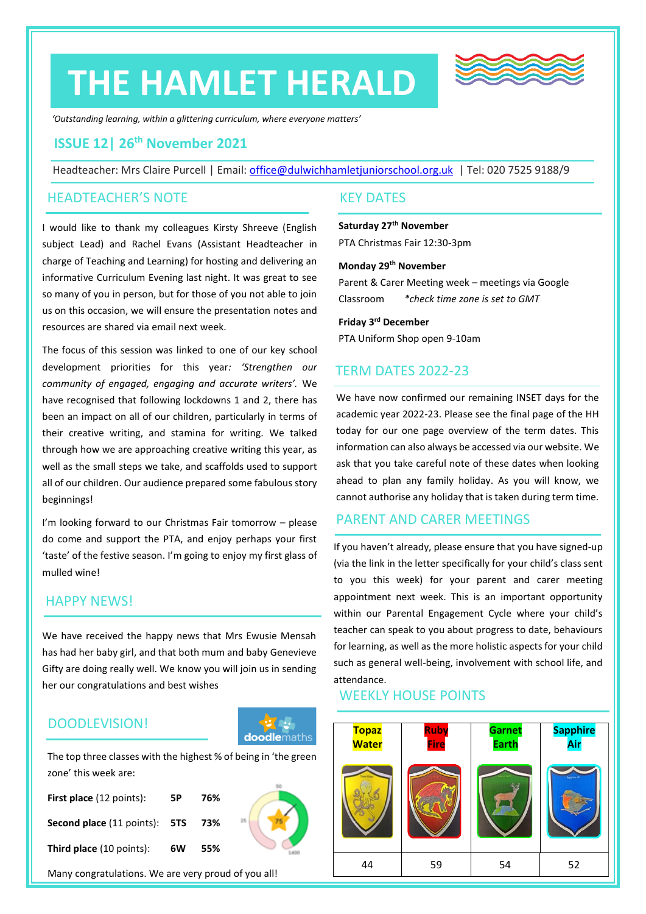# THE HAMLET HERALD

*'Outstanding learning, within a glittering curriculum, where everyone matters'*

## ISSUE 12| 26th November 2021

Headteacher: Mrs Claire Purcell | Email: office@dulwichhamletjuniorschool.org.uk | Tel: 020 7525 9188/9

## HEADTEACHER'S NOTE

I would like to thank my colleagues Kirsty Shreeve (English subject Lead) and Rachel Evans (Assistant Headteacher in charge of Teaching and Learning) for hosting and delivering an informative Curriculum Evening last night. It was great to see so many of you in person, but for those of you not able to join us on this occasion, we will ensure the presentation notes and resources are shared via email next week.

The focus of this session was linked to one of our key school development priorities for this year: *'Strengthen our community of engaged, engaging and accurate writers'*. We have recognised that following lockdowns 1 and 2, there has been an impact on all of our children, particularly in terms of their creative writing, and stamina for writing. We talked through how we are approaching creative writing this year, as well as the small steps we take, and scaffolds used to support all of our children. Our audience prepared some fabulous story beginnings!

I'm looking forward to our Christmas Fair tomorrow – please do come and support the PTA, and enjoy perhaps your first 'taste' of the festive season. I'm going to enjoy my first glass of mulled wine!

## HAPPY NEWS!

We have received the happy news that Mrs Ewusie Mensah has had her baby girl, and that both mum and baby Genevieve Gifty are doing really well. We know you will join us in sending her our congratulations and best wishes

## DOODLEVISION!

doodlemaths

The top three classes with the highest % of being in 'the green zone' this week are:

| | | |
|---|---|---|
| **First place** (12 points): | **5P** | **76%** |
| **Second place** (11 points): | **5TS** | **73%** |
| **Third place** (10 points): | **6W** | **55%** |

Many congratulations. We are very proud of you all!

## KEY DATES

**Saturday 27th November**
PTA Christmas Fair 12:30-3pm

**Monday 29th November**
Parent & Carer Meeting week – meetings via Google Classroom *\*check time zone is set to GMT*

**Friday 3rd December**
PTA Uniform Shop open 9-10am

## TERM DATES 2022-23

We have now confirmed our remaining INSET days for the academic year 2022-23. Please see the final page of the HH today for our one page overview of the term dates. This information can also always be accessed via our website. We ask that you take careful note of these dates when looking ahead to plan any family holiday. As you will know, we cannot authorise any holiday that is taken during term time.

## PARENT AND CARER MEETINGS

If you haven't already, please ensure that you have signed-up (via the link in the letter specifically for your child's class sent to you this week) for your parent and carer meeting appointment next week. This is an important opportunity within our Parental Engagement Cycle where your child's teacher can speak to you about progress to date, behaviours for learning, as well as the more holistic aspects for your child such as general well-being, involvement with school life, and attendance.

## WEEKLY HOUSE POINTS

| Topaz Water | Ruby Fire | Garnet Earth | Sapphire Air |
|---|---|---|---|
| 44 | 59 | 54 | 52 |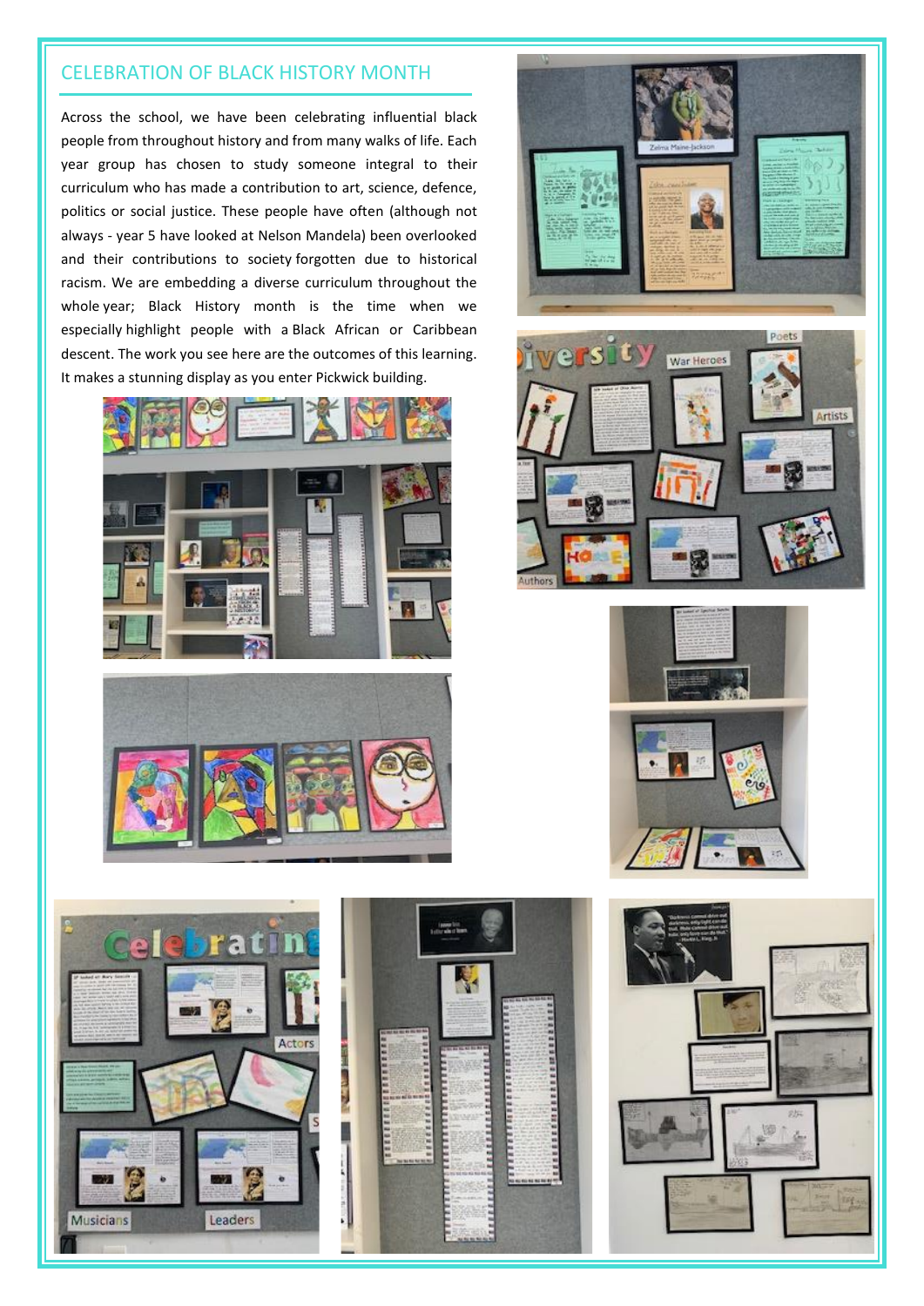## CELEBRATION OF BLACK HISTORY MONTH

Across the school, we have been celebrating influential black people from throughout history and from many walks of life. Each year group has chosen to study someone integral to their curriculum who has made a contribution to art, science, defence, politics or social justice. These people have often (although not always - year 5 have looked at Nelson Mandela) been overlooked and their contributions to society forgotten due to historical racism. We are embedding a diverse curriculum throughout the whole year; Black History month is the time when we especially highlight people with a Black African or Caribbean descent. The work you see here are the outcomes of this learning. It makes a stunning display as you enter Pickwick building.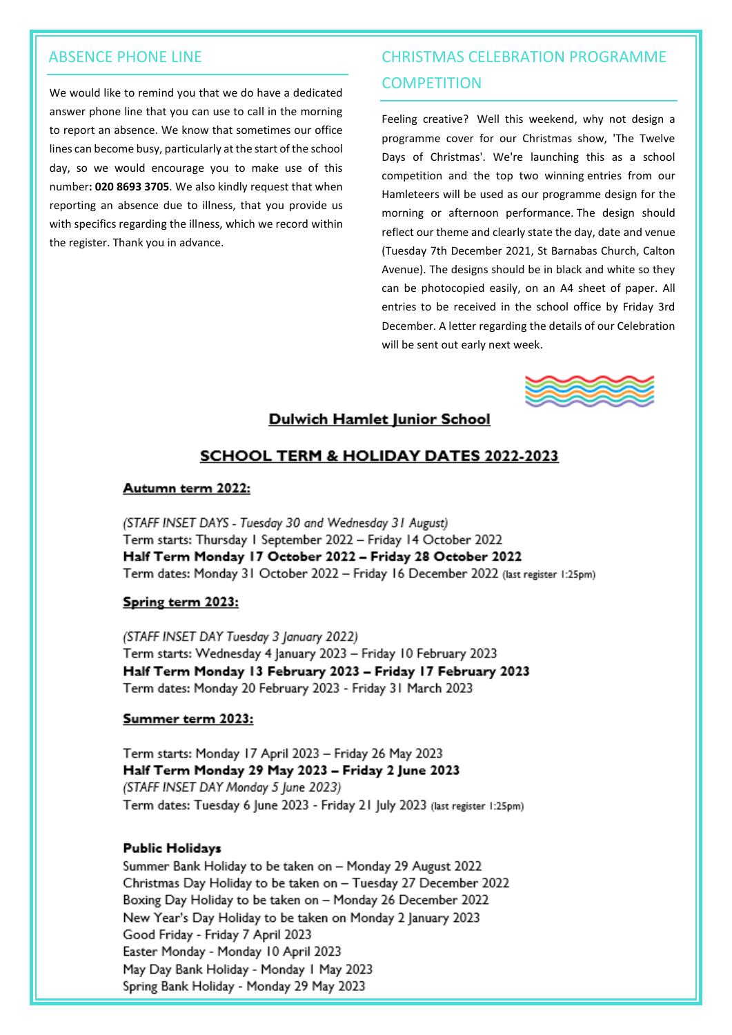## ABSENCE PHONE LINE

We would like to remind you that we do have a dedicated answer phone line that you can use to call in the morning to report an absence. We know that sometimes our office lines can become busy, particularly at the start of the school day, so we would encourage you to make use of this number**: 020 8693 3705**. We also kindly request that when reporting an absence due to illness, that you provide us with specifics regarding the illness, which we record within the register. Thank you in advance.

## CHRISTMAS CELEBRATION PROGRAMME COMPETITION

Feeling creative? Well this weekend, why not design a programme cover for our Christmas show, 'The Twelve Days of Christmas'. We're launching this as a school competition and the top two winning entries from our Hamleteers will be used as our programme design for the morning or afternoon performance. The design should reflect our theme and clearly state the day, date and venue (Tuesday 7th December 2021, St Barnabas Church, Calton Avenue). The designs should be in black and white so they can be photocopied easily, on an A4 sheet of paper. All entries to be received in the school office by Friday 3rd December. A letter regarding the details of our Celebration will be sent out early next week.

## Dulwich Hamlet Junior School

## SCHOOL TERM & HOLIDAY DATES 2022-2023

### Autumn term 2022:

*(STAFF INSET DAYS - Tuesday 30 and Wednesday 31 August)*
Term starts: Thursday 1 September 2022 – Friday 14 October 2022
**Half Term Monday 17 October 2022 – Friday 28 October 2022**
Term dates: Monday 31 October 2022 – Friday 16 December 2022 (last register 1:25pm)

### Spring term 2023:

*(STAFF INSET DAY Tuesday 3 January 2022)*
Term starts: Wednesday 4 January 2023 – Friday 10 February 2023
**Half Term Monday 13 February 2023 – Friday 17 February 2023**
Term dates: Monday 20 February 2023 - Friday 31 March 2023

### Summer term 2023:

Term starts: Monday 17 April 2023 – Friday 26 May 2023
**Half Term Monday 29 May 2023 – Friday 2 June 2023**
*(STAFF INSET DAY Monday 5 June 2023)*
Term dates: Tuesday 6 June 2023 - Friday 21 July 2023 (last register 1:25pm)

**Public Holidays**
Summer Bank Holiday to be taken on – Monday 29 August 2022
Christmas Day Holiday to be taken on – Tuesday 27 December 2022
Boxing Day Holiday to be taken on – Monday 26 December 2022
New Year's Day Holiday to be taken on Monday 2 January 2023
Good Friday - Friday 7 April 2023
Easter Monday - Monday 10 April 2023
May Day Bank Holiday - Monday 1 May 2023
Spring Bank Holiday - Monday 29 May 2023